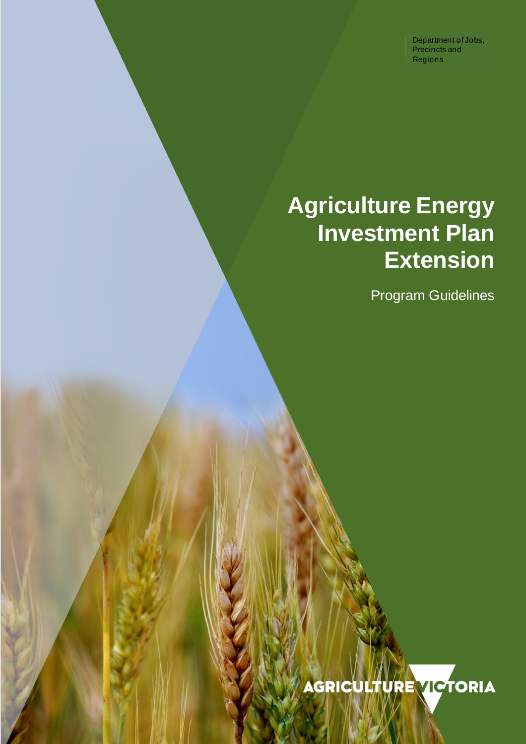Department of Jobs, Precincts and Regions

# Agriculture Energy Investment Plan Extension

Program Guidelines

AGRICULTURE VICTORIA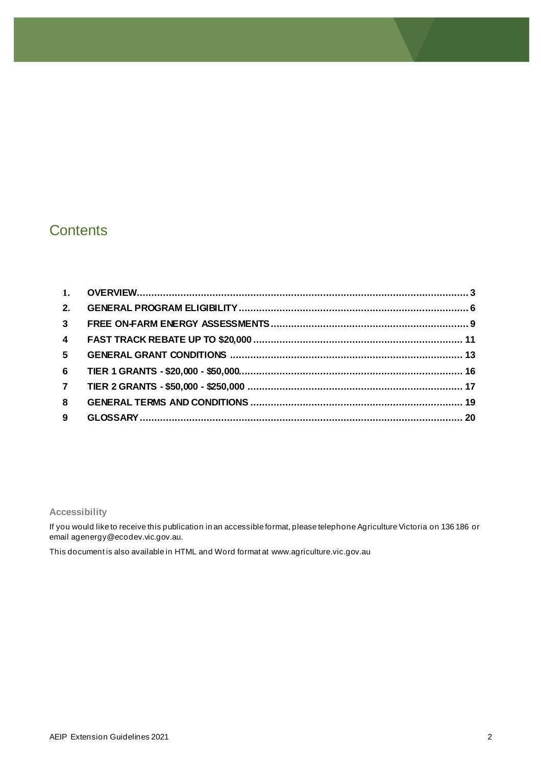# Contents

| | | |
|---|---|---|
| 1. | OVERVIEW | 3 |
| 2. | GENERAL PROGRAM ELIGIBILITY | 6 |
| 3 | FREE ON-FARM ENERGY ASSESSMENTS | 9 |
| 4 | FAST TRACK REBATE UP TO $20,000 | 11 |
| 5 | GENERAL GRANT CONDITIONS | 13 |
| 6 | TIER 1 GRANTS - $20,000 - $50,000 | 16 |
| 7 | TIER 2 GRANTS - $50,000 - $250,000 | 17 |
| 8 | GENERAL TERMS AND CONDITIONS | 19 |
| 9 | GLOSSARY | 20 |

### Accessibility

If you would like to receive this publication in an accessible format, please telephone Agriculture Victoria on 136 186 or email agenergy@ecodev.vic.gov.au.

This document is also available in HTML and Word format at www.agriculture.vic.gov.au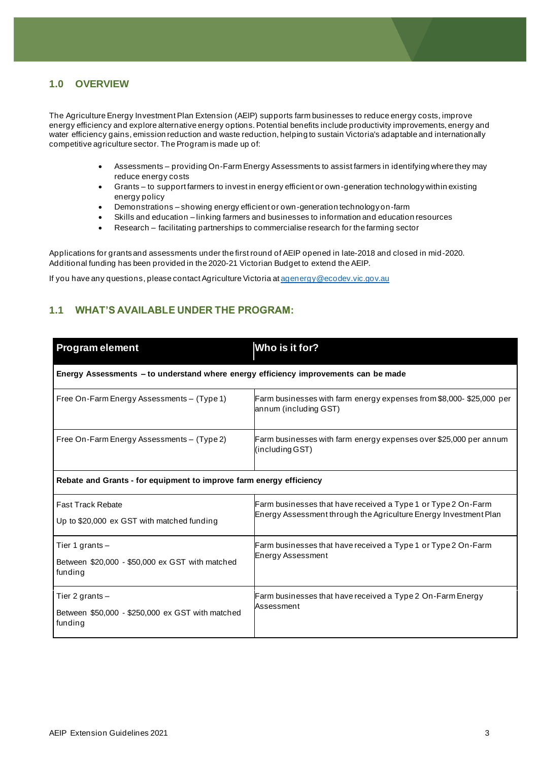## 1.0 OVERVIEW

The Agriculture Energy Investment Plan Extension (AEIP) supports farm businesses to reduce energy costs, improve energy efficiency and explore alternative energy options. Potential benefits include productivity improvements, energy and water efficiency gains, emission reduction and waste reduction, helping to sustain Victoria's adaptable and internationally competitive agriculture sector. The Program is made up of:

- Assessments – providing On-Farm Energy Assessments to assist farmers in identifying where they may reduce energy costs
- Grants – to support farmers to invest in energy efficient or own-generation technology within existing energy policy
- Demonstrations – showing energy efficient or own-generation technology on-farm
- Skills and education – linking farmers and businesses to information and education resources
- Research – facilitating partnerships to commercialise research for the farming sector

Applications for grants and assessments under the first round of AEIP opened in late-2018 and closed in mid-2020. Additional funding has been provided in the 2020-21 Victorian Budget to extend the AEIP.

If you have any questions, please contact Agriculture Victoria at agenergy@ecodev.vic.gov.au

## 1.1 WHAT'S AVAILABLE UNDER THE PROGRAM:

| Program element | Who is it for? |
|---|---|
| **Energy Assessments – to understand where energy efficiency improvements can be made** | |
| Free On-Farm Energy Assessments – (Type 1) | Farm businesses with farm energy expenses from $8,000- $25,000 per annum (including GST) |
| Free On-Farm Energy Assessments – (Type 2) | Farm businesses with farm energy expenses over $25,000 per annum (including GST) |
| **Rebate and Grants - for equipment to improve farm energy efficiency** | |
| Fast Track Rebate<br><br>Up to $20,000 ex GST with matched funding | Farm businesses that have received a Type 1 or Type 2 On-Farm Energy Assessment through the Agriculture Energy Investment Plan |
| Tier 1 grants –<br><br>Between $20,000 - $50,000 ex GST with matched funding | Farm businesses that have received a Type 1 or Type 2 On-Farm Energy Assessment |
| Tier 2 grants –<br><br>Between $50,000 - $250,000 ex GST with matched funding | Farm businesses that have received a Type 2 On-Farm Energy Assessment |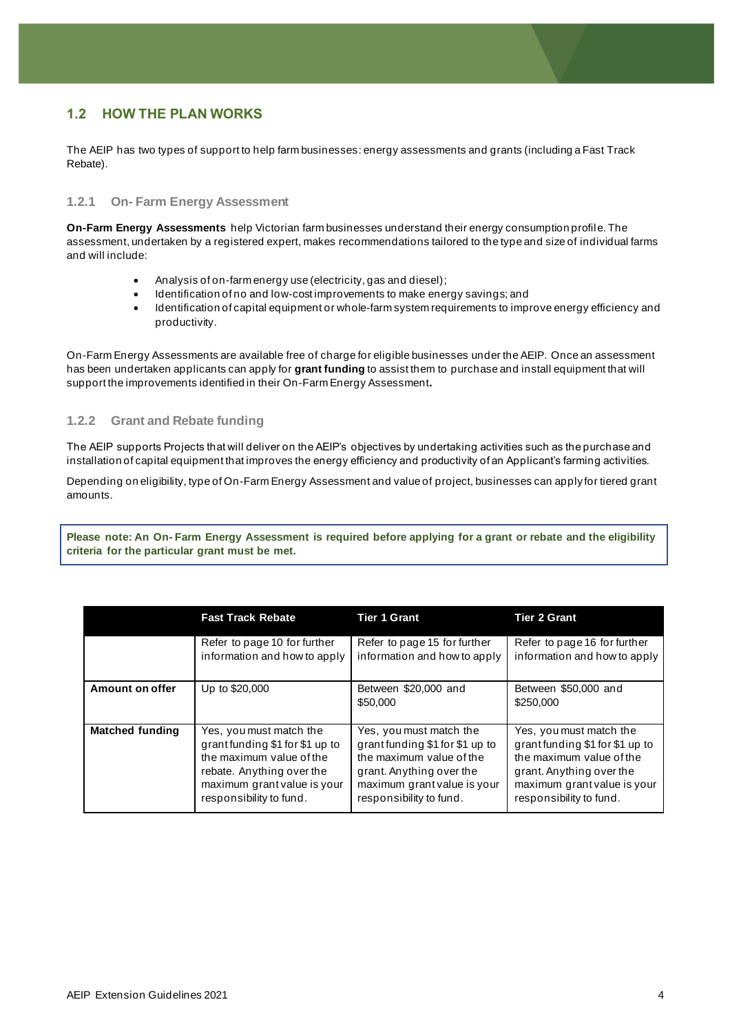## 1.2 HOW THE PLAN WORKS

The AEIP has two types of support to help farm businesses: energy assessments and grants (including a Fast Track Rebate).

### 1.2.1 On- Farm Energy Assessment

**On-Farm Energy Assessments** help Victorian farm businesses understand their energy consumption profile. The assessment, undertaken by a registered expert, makes recommendations tailored to the type and size of individual farms and will include:

- Analysis of on-farm energy use (electricity, gas and diesel);
- Identification of no and low-cost improvements to make energy savings; and
- Identification of capital equipment or whole-farm system requirements to improve energy efficiency and productivity.

On-Farm Energy Assessments are available free of charge for eligible businesses under the AEIP. Once an assessment has been undertaken applicants can apply for **grant funding** to assist them to purchase and install equipment that will support the improvements identified in their On-Farm Energy Assessment**.**

### 1.2.2 Grant and Rebate funding

The AEIP supports Projects that will deliver on the AEIP's objectives by undertaking activities such as the purchase and installation of capital equipment that improves the energy efficiency and productivity of an Applicant's farming activities.

Depending on eligibility, type of On-Farm Energy Assessment and value of project, businesses can apply for tiered grant amounts.

**Please note: An On- Farm Energy Assessment is required before applying for a grant or rebate and the eligibility criteria for the particular grant must be met.**

| | Fast Track Rebate | Tier 1 Grant | Tier 2 Grant |
|---|---|---|---|
| | Refer to page 10 for further information and how to apply | Refer to page 15 for further information and how to apply | Refer to page 16 for further information and how to apply |
| **Amount on offer** | Up to $20,000 | Between $20,000 and $50,000 | Between $50,000 and $250,000 |
| **Matched funding** | Yes, you must match the grant funding $1 for $1 up to the maximum value of the rebate. Anything over the maximum grant value is your responsibility to fund. | Yes, you must match the grant funding $1 for $1 up to the maximum value of the grant. Anything over the maximum grant value is your responsibility to fund. | Yes, you must match the grant funding $1 for $1 up to the maximum value of the grant. Anything over the maximum grant value is your responsibility to fund. |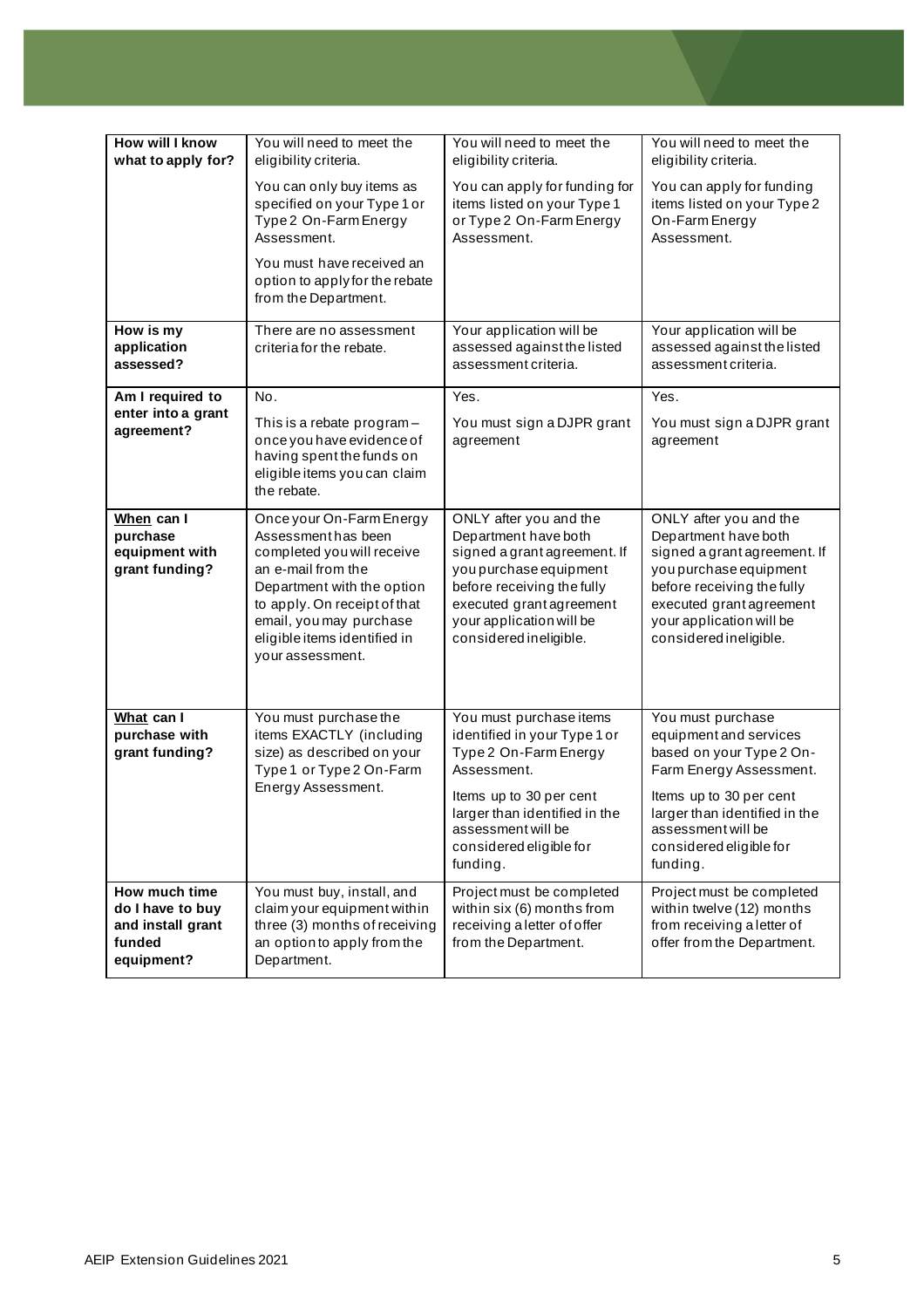| **How will I know what to apply for?** | You will need to meet the eligibility criteria.<br><br>You can only buy items as specified on your Type 1 or Type 2 On-Farm Energy Assessment.<br><br>You must have received an option to apply for the rebate from the Department. | You will need to meet the eligibility criteria.<br><br>You can apply for funding for items listed on your Type 1 or Type 2 On-Farm Energy Assessment. | You will need to meet the eligibility criteria.<br><br>You can apply for funding items listed on your Type 2 On-Farm Energy Assessment. |
|---|---|---|---|
| **How is my application assessed?** | There are no assessment criteria for the rebate. | Your application will be assessed against the listed assessment criteria. | Your application will be assessed against the listed assessment criteria. |
| **Am I required to enter into a grant agreement?** | No.<br><br>This is a rebate program – once you have evidence of having spent the funds on eligible items you can claim the rebate. | Yes.<br><br>You must sign a DJPR grant agreement | Yes.<br><br>You must sign a DJPR grant agreement |
| **<u>When</u> can I purchase equipment with grant funding?** | Once your On-Farm Energy Assessment has been completed you will receive an e-mail from the Department with the option to apply. On receipt of that email, you may purchase eligible items identified in your assessment. | ONLY after you and the Department have both signed a grant agreement. If you purchase equipment before receiving the fully executed grant agreement your application will be considered ineligible. | ONLY after you and the Department have both signed a grant agreement. If you purchase equipment before receiving the fully executed grant agreement your application will be considered ineligible. |
| **<u>What</u> can I purchase with grant funding?** | You must purchase the items EXACTLY (including size) as described on your Type 1 or Type 2 On-Farm Energy Assessment. | You must purchase items identified in your Type 1 or Type 2 On-Farm Energy Assessment.<br><br>Items up to 30 per cent larger than identified in the assessment will be considered eligible for funding. | You must purchase equipment and services based on your Type 2 On-Farm Energy Assessment.<br><br>Items up to 30 per cent larger than identified in the assessment will be considered eligible for funding. |
| **How much time do I have to buy and install grant funded equipment?** | You must buy, install, and claim your equipment within three (3) months of receiving an option to apply from the Department. | Project must be completed within six (6) months from receiving a letter of offer from the Department. | Project must be completed within twelve (12) months from receiving a letter of offer from the Department. |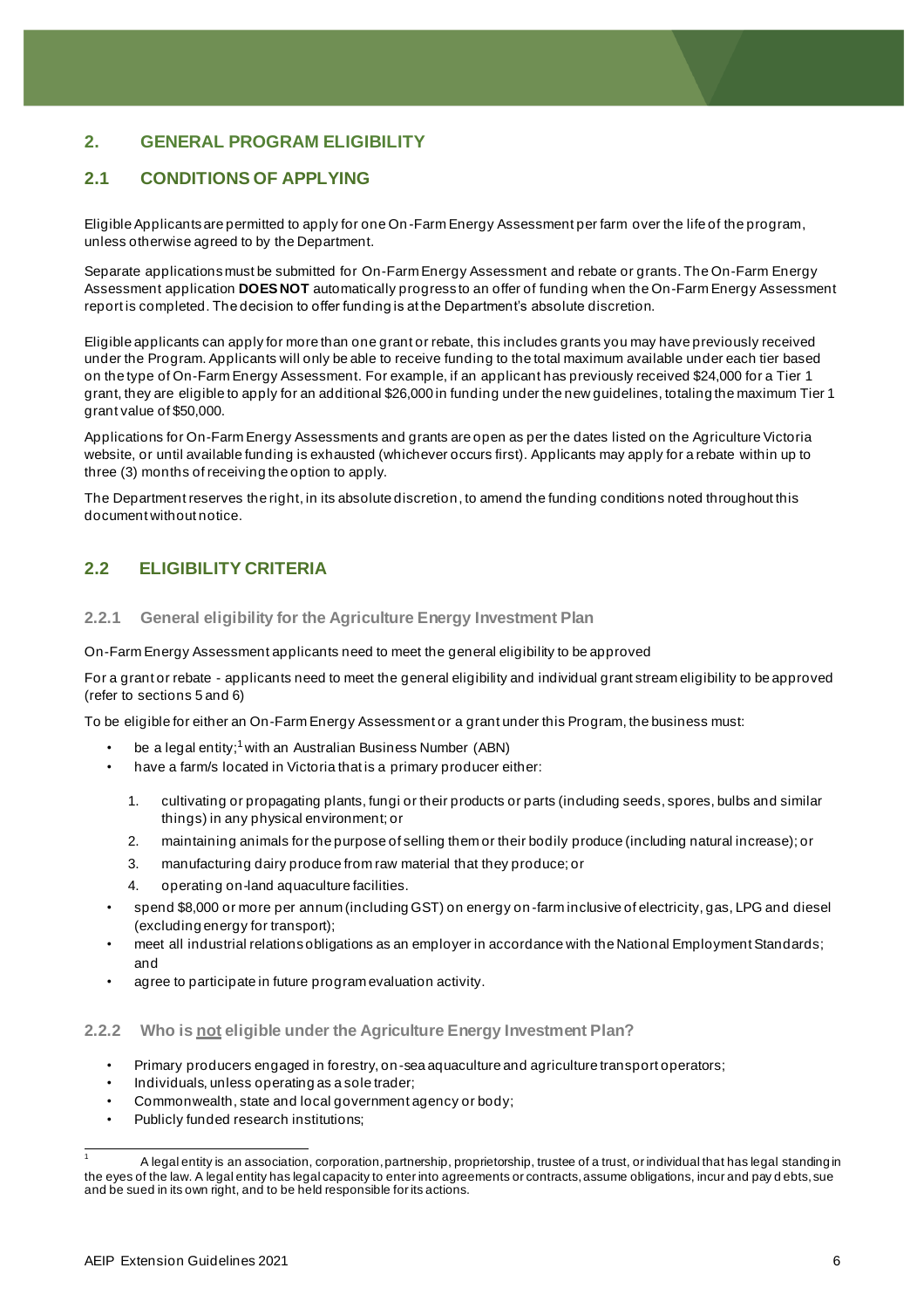## 2. GENERAL PROGRAM ELIGIBILITY

## 2.1 CONDITIONS OF APPLYING

Eligible Applicants are permitted to apply for one On-Farm Energy Assessment per farm over the life of the program, unless otherwise agreed to by the Department.

Separate applications must be submitted for On-Farm Energy Assessment and rebate or grants. The On-Farm Energy Assessment application **DOES NOT** automatically progress to an offer of funding when the On-Farm Energy Assessment report is completed. The decision to offer funding is at the Department's absolute discretion.

Eligible applicants can apply for more than one grant or rebate, this includes grants you may have previously received under the Program. Applicants will only be able to receive funding to the total maximum available under each tier based on the type of On-Farm Energy Assessment. For example, if an applicant has previously received $24,000 for a Tier 1 grant, they are eligible to apply for an additional $26,000 in funding under the new guidelines, totaling the maximum Tier 1 grant value of $50,000.

Applications for On-Farm Energy Assessments and grants are open as per the dates listed on the Agriculture Victoria website, or until available funding is exhausted (whichever occurs first). Applicants may apply for a rebate within up to three (3) months of receiving the option to apply.

The Department reserves the right, in its absolute discretion, to amend the funding conditions noted throughout this document without notice.

## 2.2 ELIGIBILITY CRITERIA

### 2.2.1 General eligibility for the Agriculture Energy Investment Plan

On-Farm Energy Assessment applicants need to meet the general eligibility to be approved

For a grant or rebate - applicants need to meet the general eligibility and individual grant stream eligibility to be approved (refer to sections 5 and 6)

To be eligible for either an On-Farm Energy Assessment or a grant under this Program, the business must:

- be a legal entity;[1] with an Australian Business Number (ABN)
- have a farm/s located in Victoria that is a primary producer either:
  1. cultivating or propagating plants, fungi or their products or parts (including seeds, spores, bulbs and similar things) in any physical environment; or
  2. maintaining animals for the purpose of selling them or their bodily produce (including natural increase); or
  3. manufacturing dairy produce from raw material that they produce; or
  4. operating on-land aquaculture facilities.
- spend $8,000 or more per annum (including GST) on energy on-farm inclusive of electricity, gas, LPG and diesel (excluding energy for transport);
- meet all industrial relations obligations as an employer in accordance with the National Employment Standards; and
- agree to participate in future program evaluation activity.

### 2.2.2 Who is not eligible under the Agriculture Energy Investment Plan?

- Primary producers engaged in forestry, on-sea aquaculture and agriculture transport operators;
- Individuals, unless operating as a sole trader;
- Commonwealth, state and local government agency or body;
- Publicly funded research institutions;

[1] A legal entity is an association, corporation, partnership, proprietorship, trustee of a trust, or individual that has legal standing in the eyes of the law. A legal entity has legal capacity to enter into agreements or contracts, assume obligations, incur and pay debts, sue and be sued in its own right, and to be held responsible for its actions.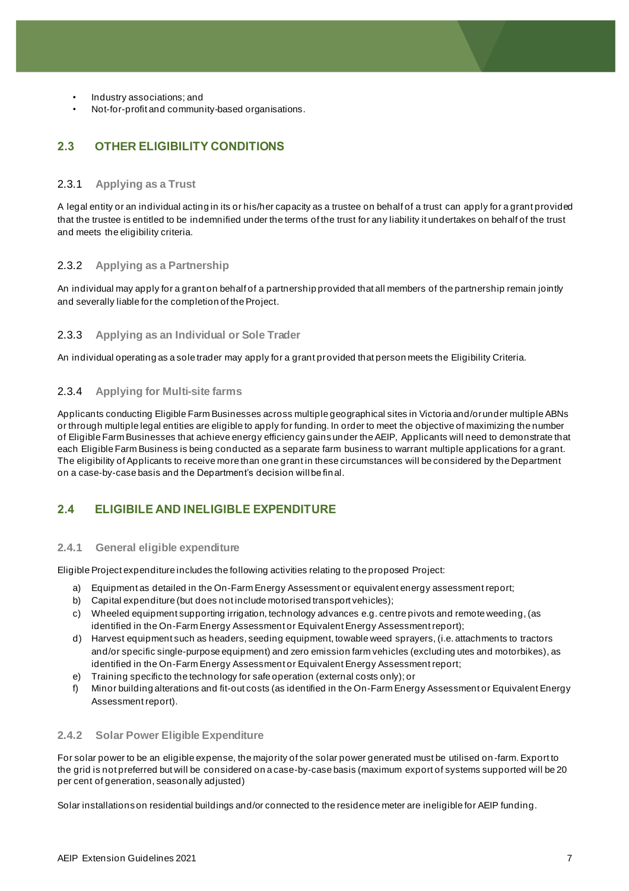- Industry associations; and
- Not-for-profit and community-based organisations.

## 2.3 OTHER ELIGIBILITY CONDITIONS

### 2.3.1 Applying as a Trust

A legal entity or an individual acting in its or his/her capacity as a trustee on behalf of a trust can apply for a grant provided that the trustee is entitled to be indemnified under the terms of the trust for any liability it undertakes on behalf of the trust and meets the eligibility criteria.

### 2.3.2 Applying as a Partnership

An individual may apply for a grant on behalf of a partnership provided that all members of the partnership remain jointly and severally liable for the completion of the Project.

### 2.3.3 Applying as an Individual or Sole Trader

An individual operating as a sole trader may apply for a grant provided that person meets the Eligibility Criteria.

### 2.3.4 Applying for Multi-site farms

Applicants conducting Eligible Farm Businesses across multiple geographical sites in Victoria and/or under multiple ABNs or through multiple legal entities are eligible to apply for funding. In order to meet the objective of maximizing the number of Eligible Farm Businesses that achieve energy efficiency gains under the AEIP, Applicants will need to demonstrate that each Eligible Farm Business is being conducted as a separate farm business to warrant multiple applications for a grant. The eligibility of Applicants to receive more than one grant in these circumstances will be considered by the Department on a case-by-case basis and the Department's decision will be final.

## 2.4 ELIGIBILE AND INELIGIBLE EXPENDITURE

### 2.4.1 General eligible expenditure

Eligible Project expenditure includes the following activities relating to the proposed Project:

a) Equipment as detailed in the On-Farm Energy Assessment or equivalent energy assessment report;
b) Capital expenditure (but does not include motorised transport vehicles);
c) Wheeled equipment supporting irrigation, technology advances e.g. centre pivots and remote weeding, (as identified in the On-Farm Energy Assessment or Equivalent Energy Assessment report);
d) Harvest equipment such as headers, seeding equipment, towable weed sprayers, (i.e. attachments to tractors and/or specific single-purpose equipment) and zero emission farm vehicles (excluding utes and motorbikes), as identified in the On-Farm Energy Assessment or Equivalent Energy Assessment report;
e) Training specific to the technology for safe operation (external costs only); or
f) Minor building alterations and fit-out costs (as identified in the On-Farm Energy Assessment or Equivalent Energy Assessment report).

### 2.4.2 Solar Power Eligible Expenditure

For solar power to be an eligible expense, the majority of the solar power generated must be utilised on-farm. Export to the grid is not preferred but will be considered on a case-by-case basis (maximum export of systems supported will be 20 per cent of generation, seasonally adjusted)

Solar installations on residential buildings and/or connected to the residence meter are ineligible for AEIP funding.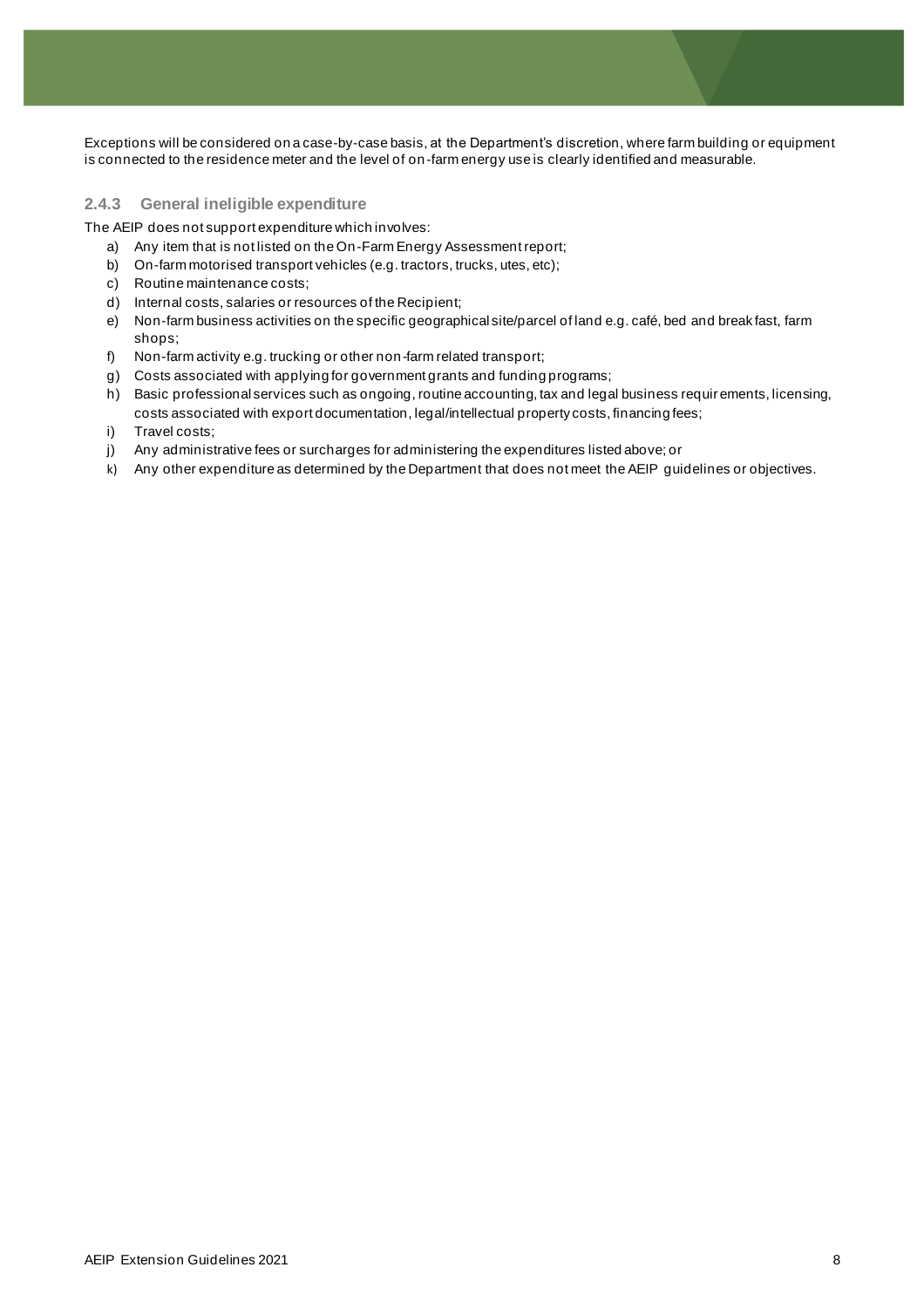Exceptions will be considered on a case-by-case basis, at the Department's discretion, where farm building or equipment is connected to the residence meter and the level of on-farm energy use is clearly identified and measurable.

### 2.4.3 General ineligible expenditure

The AEIP does not support expenditure which involves:

a) Any item that is not listed on the On-Farm Energy Assessment report;
b) On-farm motorised transport vehicles (e.g. tractors, trucks, utes, etc);
c) Routine maintenance costs;
d) Internal costs, salaries or resources of the Recipient;
e) Non-farm business activities on the specific geographical site/parcel of land e.g. café, bed and breakfast, farm shops;
f) Non-farm activity e.g. trucking or other non-farm related transport;
g) Costs associated with applying for government grants and funding programs;
h) Basic professional services such as ongoing, routine accounting, tax and legal business requirements, licensing, costs associated with export documentation, legal/intellectual property costs, financing fees;
i) Travel costs;
j) Any administrative fees or surcharges for administering the expenditures listed above; or
k) Any other expenditure as determined by the Department that does not meet the AEIP guidelines or objectives.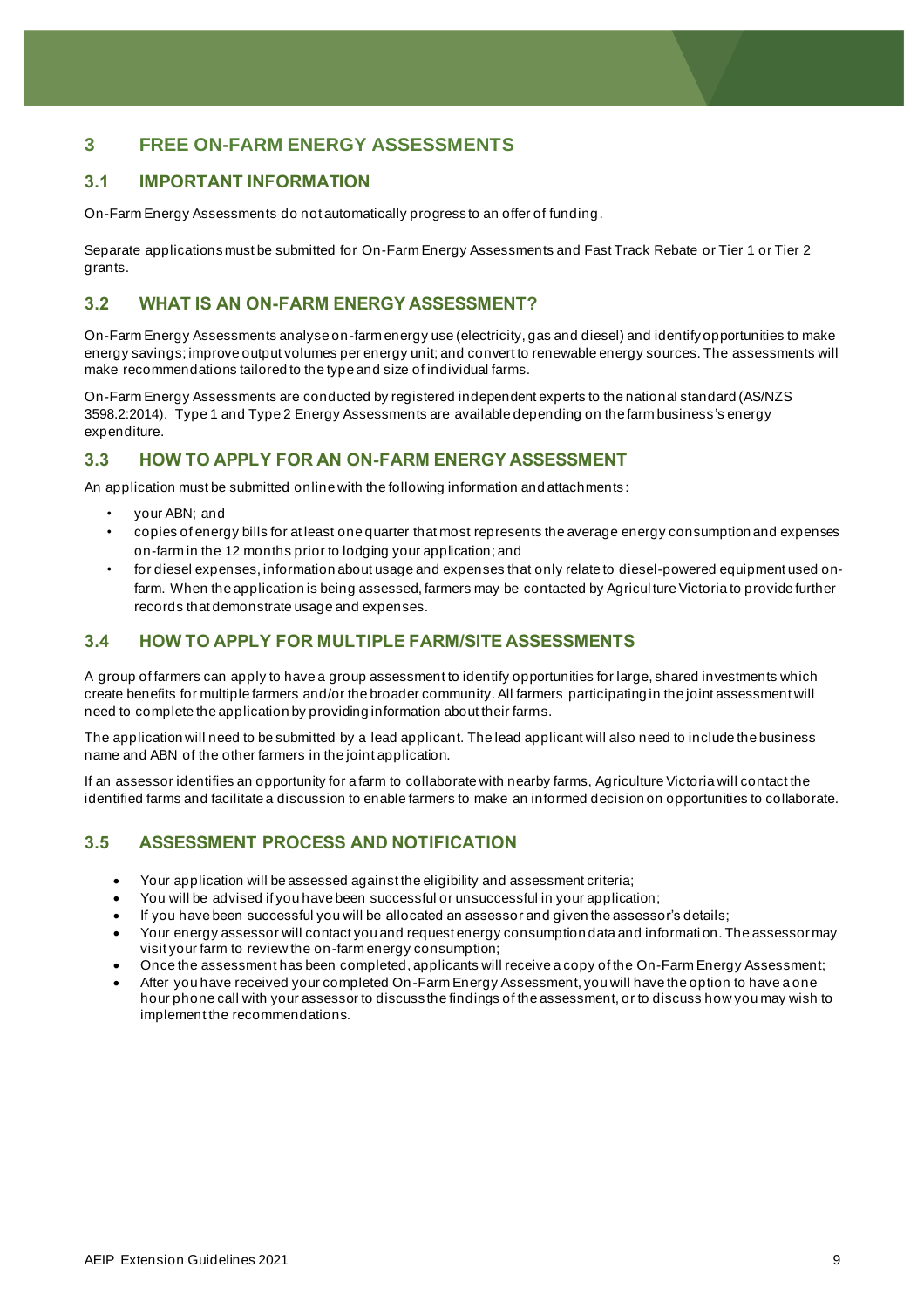# 3 FREE ON-FARM ENERGY ASSESSMENTS

## 3.1 IMPORTANT INFORMATION

On-Farm Energy Assessments do not automatically progress to an offer of funding.

Separate applications must be submitted for On-Farm Energy Assessments and Fast Track Rebate or Tier 1 or Tier 2 grants.

## 3.2 WHAT IS AN ON-FARM ENERGY ASSESSMENT?

On-Farm Energy Assessments analyse on-farm energy use (electricity, gas and diesel) and identify opportunities to make energy savings; improve output volumes per energy unit; and convert to renewable energy sources. The assessments will make recommendations tailored to the type and size of individual farms.

On-Farm Energy Assessments are conducted by registered independent experts to the national standard (AS/NZS 3598.2:2014). Type 1 and Type 2 Energy Assessments are available depending on the farm business's energy expenditure.

## 3.3 HOW TO APPLY FOR AN ON-FARM ENERGY ASSESSMENT

An application must be submitted online with the following information and attachments:

- your ABN; and
- copies of energy bills for at least one quarter that most represents the average energy consumption and expenses on-farm in the 12 months prior to lodging your application; and
- for diesel expenses, information about usage and expenses that only relate to diesel-powered equipment used on-farm. When the application is being assessed, farmers may be contacted by Agriculture Victoria to provide further records that demonstrate usage and expenses.

## 3.4 HOW TO APPLY FOR MULTIPLE FARM/SITE ASSESSMENTS

A group of farmers can apply to have a group assessment to identify opportunities for large, shared investments which create benefits for multiple farmers and/or the broader community. All farmers participating in the joint assessment will need to complete the application by providing information about their farms.

The application will need to be submitted by a lead applicant. The lead applicant will also need to include the business name and ABN of the other farmers in the joint application.

If an assessor identifies an opportunity for a farm to collaborate with nearby farms, Agriculture Victoria will contact the identified farms and facilitate a discussion to enable farmers to make an informed decision on opportunities to collaborate.

## 3.5 ASSESSMENT PROCESS AND NOTIFICATION

- Your application will be assessed against the eligibility and assessment criteria;
- You will be advised if you have been successful or unsuccessful in your application;
- If you have been successful you will be allocated an assessor and given the assessor's details;
- Your energy assessor will contact you and request energy consumption data and information. The assessor may visit your farm to review the on-farm energy consumption;
- Once the assessment has been completed, applicants will receive a copy of the On-Farm Energy Assessment;
- After you have received your completed On-Farm Energy Assessment, you will have the option to have a one hour phone call with your assessor to discuss the findings of the assessment, or to discuss how you may wish to implement the recommendations.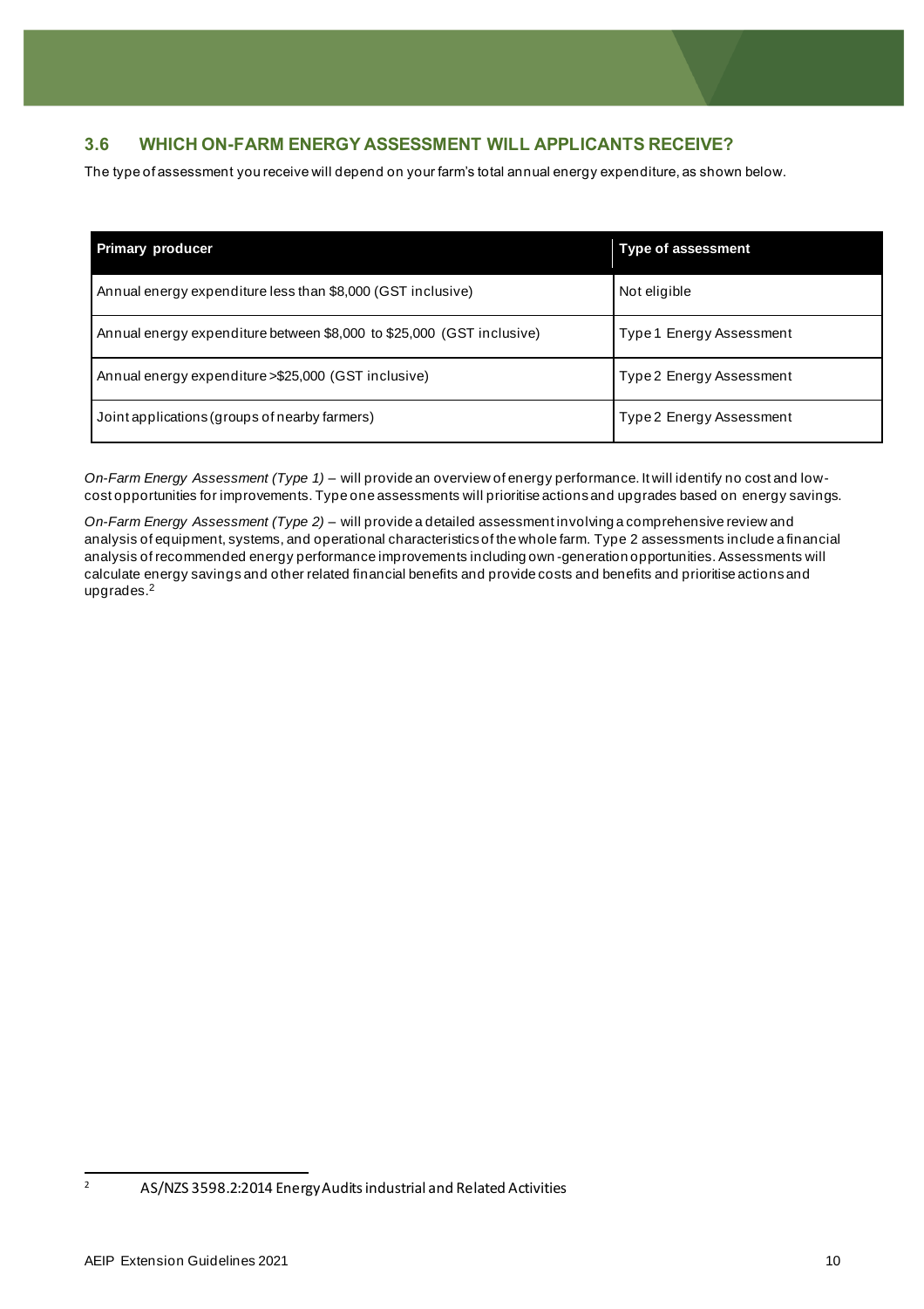## 3.6 WHICH ON-FARM ENERGY ASSESSMENT WILL APPLICANTS RECEIVE?

The type of assessment you receive will depend on your farm's total annual energy expenditure, as shown below.

| Primary producer | Type of assessment |
|---|---|
| Annual energy expenditure less than $8,000 (GST inclusive) | Not eligible |
| Annual energy expenditure between $8,000 to $25,000 (GST inclusive) | Type 1 Energy Assessment |
| Annual energy expenditure >$25,000 (GST inclusive) | Type 2 Energy Assessment |
| Joint applications (groups of nearby farmers) | Type 2 Energy Assessment |

*On-Farm Energy Assessment (Type 1)* – will provide an overview of energy performance. It will identify no cost and low-cost opportunities for improvements. Type one assessments will prioritise actions and upgrades based on energy savings.

*On-Farm Energy Assessment (Type 2)* – will provide a detailed assessment involving a comprehensive review and analysis of equipment, systems, and operational characteristics of the whole farm. Type 2 assessments include a financial analysis of recommended energy performance improvements including own-generation opportunities. Assessments will calculate energy savings and other related financial benefits and provide costs and benefits and prioritise actions and upgrades.[2]

[2] AS/NZS 3598.2:2014 Energy Audits industrial and Related Activities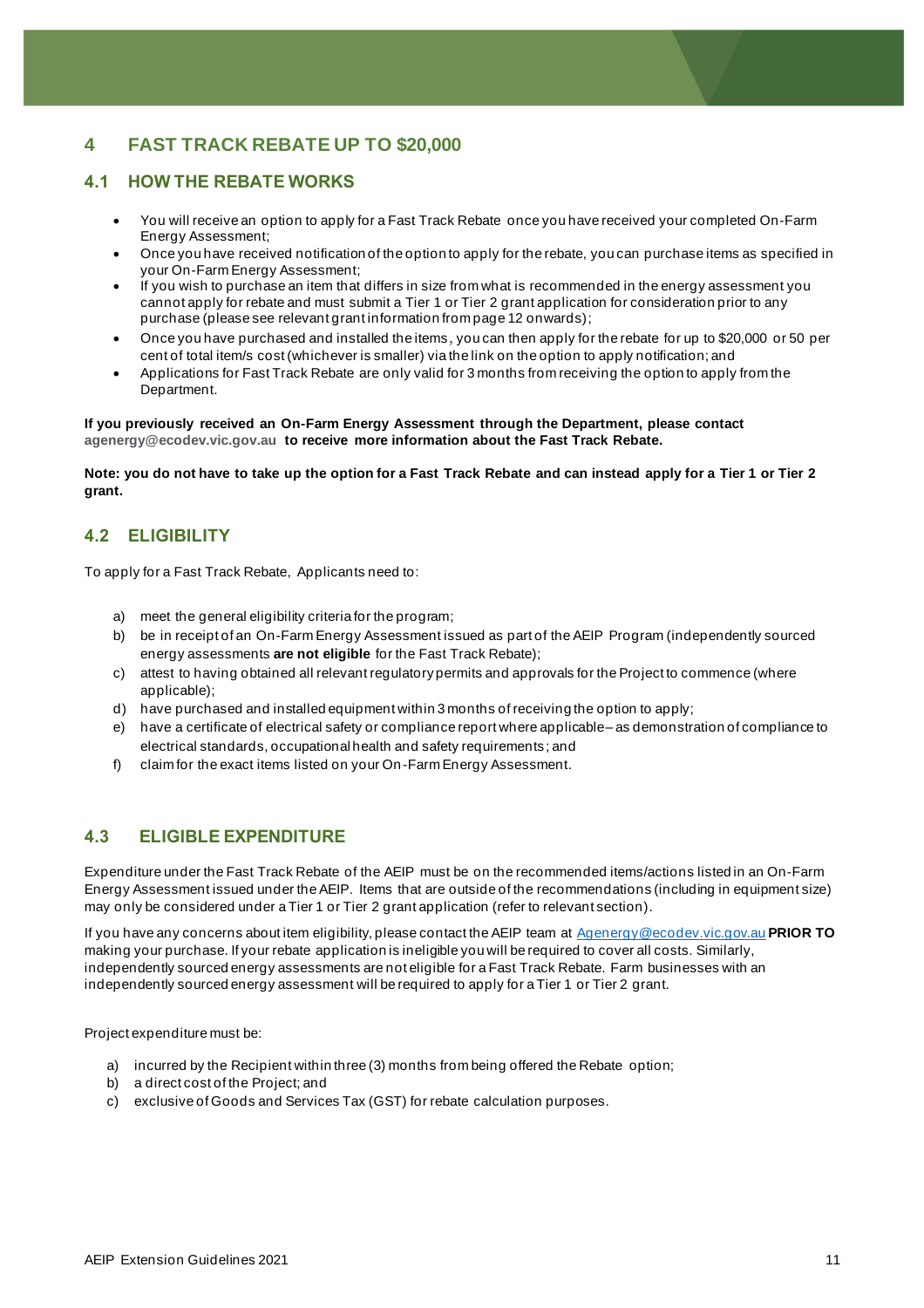## 4 FAST TRACK REBATE UP TO $20,000

### 4.1 HOW THE REBATE WORKS

- You will receive an option to apply for a Fast Track Rebate once you have received your completed On-Farm Energy Assessment;
- Once you have received notification of the option to apply for the rebate, you can purchase items as specified in your On-Farm Energy Assessment;
- If you wish to purchase an item that differs in size from what is recommended in the energy assessment you cannot apply for rebate and must submit a Tier 1 or Tier 2 grant application for consideration prior to any purchase (please see relevant grant information from page 12 onwards);
- Once you have purchased and installed the items, you can then apply for the rebate for up to $20,000 or 50 per cent of total item/s cost (whichever is smaller) via the link on the option to apply notification; and
- Applications for Fast Track Rebate are only valid for 3 months from receiving the option to apply from the Department.

**If you previously received an On-Farm Energy Assessment through the Department, please contact agenergy@ecodev.vic.gov.au to receive more information about the Fast Track Rebate.**

**Note: you do not have to take up the option for a Fast Track Rebate and can instead apply for a Tier 1 or Tier 2 grant.**

### 4.2 ELIGIBILITY

To apply for a Fast Track Rebate, Applicants need to:

a) meet the general eligibility criteria for the program;
b) be in receipt of an On-Farm Energy Assessment issued as part of the AEIP Program (independently sourced energy assessments **are not eligible** for the Fast Track Rebate);
c) attest to having obtained all relevant regulatory permits and approvals for the Project to commence (where applicable);
d) have purchased and installed equipment within 3 months of receiving the option to apply;
e) have a certificate of electrical safety or compliance report where applicable– as demonstration of compliance to electrical standards, occupational health and safety requirements; and
f) claim for the exact items listed on your On-Farm Energy Assessment.

### 4.3 ELIGIBLE EXPENDITURE

Expenditure under the Fast Track Rebate of the AEIP must be on the recommended items/actions listed in an On-Farm Energy Assessment issued under the AEIP. Items that are outside of the recommendations (including in equipment size) may only be considered under a Tier 1 or Tier 2 grant application (refer to relevant section).

If you have any concerns about item eligibility, please contact the AEIP team at Agenergy@ecodev.vic.gov.au **PRIOR TO** making your purchase. If your rebate application is ineligible you will be required to cover all costs. Similarly, independently sourced energy assessments are not eligible for a Fast Track Rebate. Farm businesses with an independently sourced energy assessment will be required to apply for a Tier 1 or Tier 2 grant.

Project expenditure must be:

a) incurred by the Recipient within three (3) months from being offered the Rebate option;
b) a direct cost of the Project; and
c) exclusive of Goods and Services Tax (GST) for rebate calculation purposes.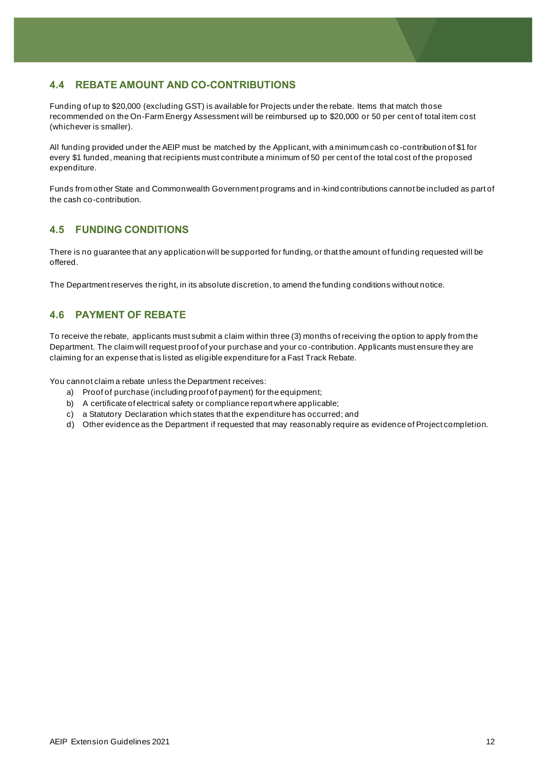## 4.4 REBATE AMOUNT AND CO-CONTRIBUTIONS

Funding of up to $20,000 (excluding GST) is available for Projects under the rebate. Items that match those recommended on the On-Farm Energy Assessment will be reimbursed up to $20,000 or 50 per cent of total item cost (whichever is smaller).

All funding provided under the AEIP must be matched by the Applicant, with a minimum cash co-contribution of $1 for every $1 funded, meaning that recipients must contribute a minimum of 50 per cent of the total cost of the proposed expenditure.

Funds from other State and Commonwealth Government programs and in-kind contributions cannot be included as part of the cash co-contribution.

## 4.5 FUNDING CONDITIONS

There is no guarantee that any application will be supported for funding, or that the amount of funding requested will be offered.

The Department reserves the right, in its absolute discretion, to amend the funding conditions without notice.

## 4.6 PAYMENT OF REBATE

To receive the rebate, applicants must submit a claim within three (3) months of receiving the option to apply from the Department. The claim will request proof of your purchase and your co-contribution. Applicants must ensure they are claiming for an expense that is listed as eligible expenditure for a Fast Track Rebate.

You cannot claim a rebate unless the Department receives:

a) Proof of purchase (including proof of payment) for the equipment;
b) A certificate of electrical safety or compliance report where applicable;
c) a Statutory Declaration which states that the expenditure has occurred; and
d) Other evidence as the Department if requested that may reasonably require as evidence of Project completion.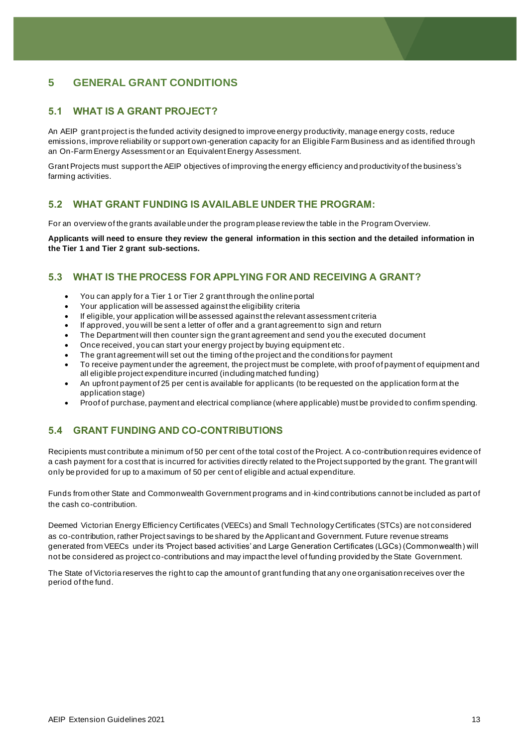# 5 GENERAL GRANT CONDITIONS

## 5.1 WHAT IS A GRANT PROJECT?

An AEIP grant project is the funded activity designed to improve energy productivity, manage energy costs, reduce emissions, improve reliability or support own-generation capacity for an Eligible Farm Business and as identified through an On-Farm Energy Assessment or an Equivalent Energy Assessment.

Grant Projects must support the AEIP objectives of improving the energy efficiency and productivity of the business's farming activities.

## 5.2 WHAT GRANT FUNDING IS AVAILABLE UNDER THE PROGRAM:

For an overview of the grants available under the program please review the table in the Program Overview.

**Applicants will need to ensure they review the general information in this section and the detailed information in the Tier 1 and Tier 2 grant sub-sections.**

## 5.3 WHAT IS THE PROCESS FOR APPLYING FOR AND RECEIVING A GRANT?

- You can apply for a Tier 1 or Tier 2 grant through the online portal
- Your application will be assessed against the eligibility criteria
- If eligible, your application will be assessed against the relevant assessment criteria
- If approved, you will be sent a letter of offer and a grant agreement to sign and return
- The Department will then counter sign the grant agreement and send you the executed document
- Once received, you can start your energy project by buying equipment etc.
- The grant agreement will set out the timing of the project and the conditions for payment
- To receive payment under the agreement, the project must be complete, with proof of payment of equipment and all eligible project expenditure incurred (including matched funding)
- An upfront payment of 25 per cent is available for applicants (to be requested on the application form at the application stage)
- Proof of purchase, payment and electrical compliance (where applicable) must be provided to confirm spending.

## 5.4 GRANT FUNDING AND CO-CONTRIBUTIONS

Recipients must contribute a minimum of 50 per cent of the total cost of the Project. A co-contribution requires evidence of a cash payment for a cost that is incurred for activities directly related to the Project supported by the grant. The grant will only be provided for up to a maximum of 50 per cent of eligible and actual expenditure.

Funds from other State and Commonwealth Government programs and in-kind contributions cannot be included as part of the cash co-contribution.

Deemed Victorian Energy Efficiency Certificates (VEECs) and Small Technology Certificates (STCs) are not considered as co-contribution, rather Project savings to be shared by the Applicant and Government. Future revenue streams generated from VEECs under its 'Project based activities' and Large Generation Certificates (LGCs) (Commonwealth) will not be considered as project co-contributions and may impact the level of funding provided by the State Government.

The State of Victoria reserves the right to cap the amount of grant funding that any one organisation receives over the period of the fund.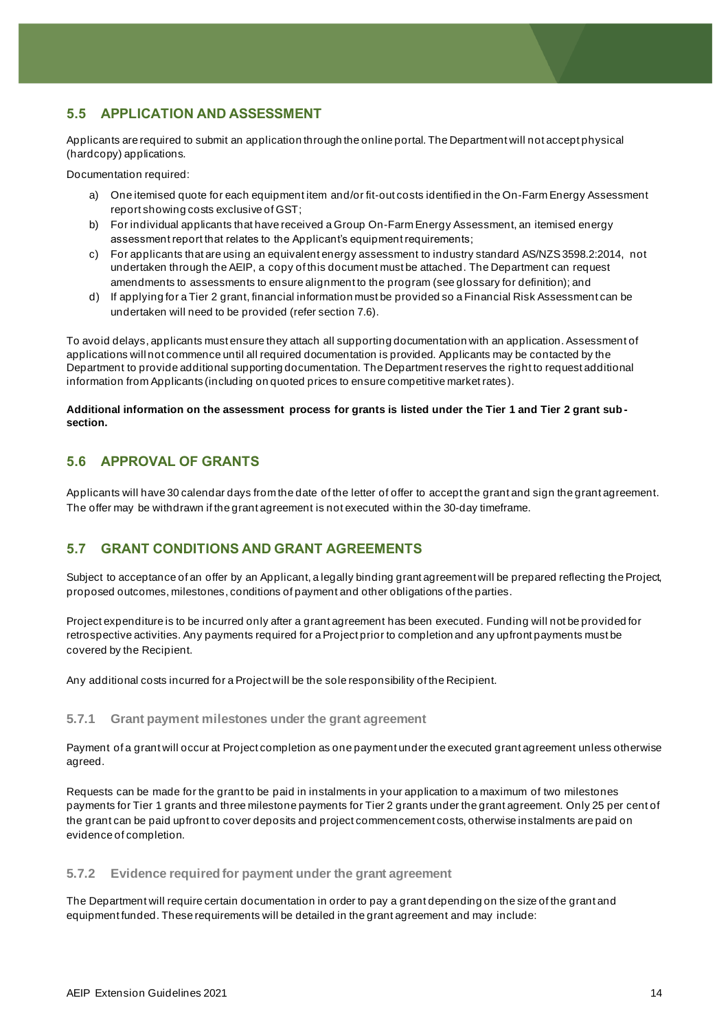## 5.5 APPLICATION AND ASSESSMENT

Applicants are required to submit an application through the online portal. The Department will not accept physical (hardcopy) applications.

Documentation required:

a) One itemised quote for each equipment item and/or fit-out costs identified in the On-Farm Energy Assessment report showing costs exclusive of GST;
b) For individual applicants that have received a Group On-Farm Energy Assessment, an itemised energy assessment report that relates to the Applicant's equipment requirements;
c) For applicants that are using an equivalent energy assessment to industry standard AS/NZS 3598.2:2014, not undertaken through the AEIP, a copy of this document must be attached. The Department can request amendments to assessments to ensure alignment to the program (see glossary for definition); and
d) If applying for a Tier 2 grant, financial information must be provided so a Financial Risk Assessment can be undertaken will need to be provided (refer section 7.6).

To avoid delays, applicants must ensure they attach all supporting documentation with an application. Assessment of applications will not commence until all required documentation is provided. Applicants may be contacted by the Department to provide additional supporting documentation. The Department reserves the right to request additional information from Applicants (including on quoted prices to ensure competitive market rates).

**Additional information on the assessment process for grants is listed under the Tier 1 and Tier 2 grant sub-section.**

## 5.6 APPROVAL OF GRANTS

Applicants will have 30 calendar days from the date of the letter of offer to accept the grant and sign the grant agreement. The offer may be withdrawn if the grant agreement is not executed within the 30-day timeframe.

## 5.7 GRANT CONDITIONS AND GRANT AGREEMENTS

Subject to acceptance of an offer by an Applicant, a legally binding grant agreement will be prepared reflecting the Project, proposed outcomes, milestones, conditions of payment and other obligations of the parties.

Project expenditure is to be incurred only after a grant agreement has been executed. Funding will not be provided for retrospective activities. Any payments required for a Project prior to completion and any upfront payments must be covered by the Recipient.

Any additional costs incurred for a Project will be the sole responsibility of the Recipient.

### 5.7.1 Grant payment milestones under the grant agreement

Payment of a grant will occur at Project completion as one payment under the executed grant agreement unless otherwise agreed.

Requests can be made for the grant to be paid in instalments in your application to a maximum of two milestones payments for Tier 1 grants and three milestone payments for Tier 2 grants under the grant agreement. Only 25 per cent of the grant can be paid upfront to cover deposits and project commencement costs, otherwise instalments are paid on evidence of completion.

### 5.7.2 Evidence required for payment under the grant agreement

The Department will require certain documentation in order to pay a grant depending on the size of the grant and equipment funded. These requirements will be detailed in the grant agreement and may include: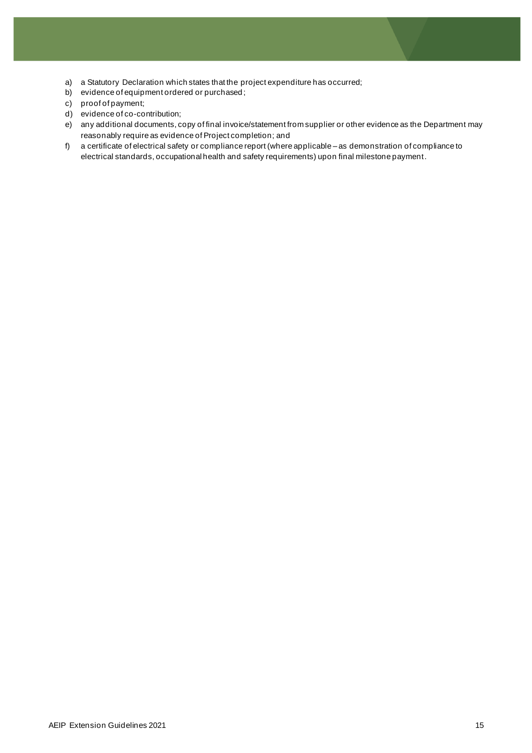a) a Statutory Declaration which states that the project expenditure has occurred;
b) evidence of equipment ordered or purchased;
c) proof of payment;
d) evidence of co-contribution;
e) any additional documents, copy of final invoice/statement from supplier or other evidence as the Department may reasonably require as evidence of Project completion; and
f) a certificate of electrical safety or compliance report (where applicable – as demonstration of compliance to electrical standards, occupational health and safety requirements) upon final milestone payment.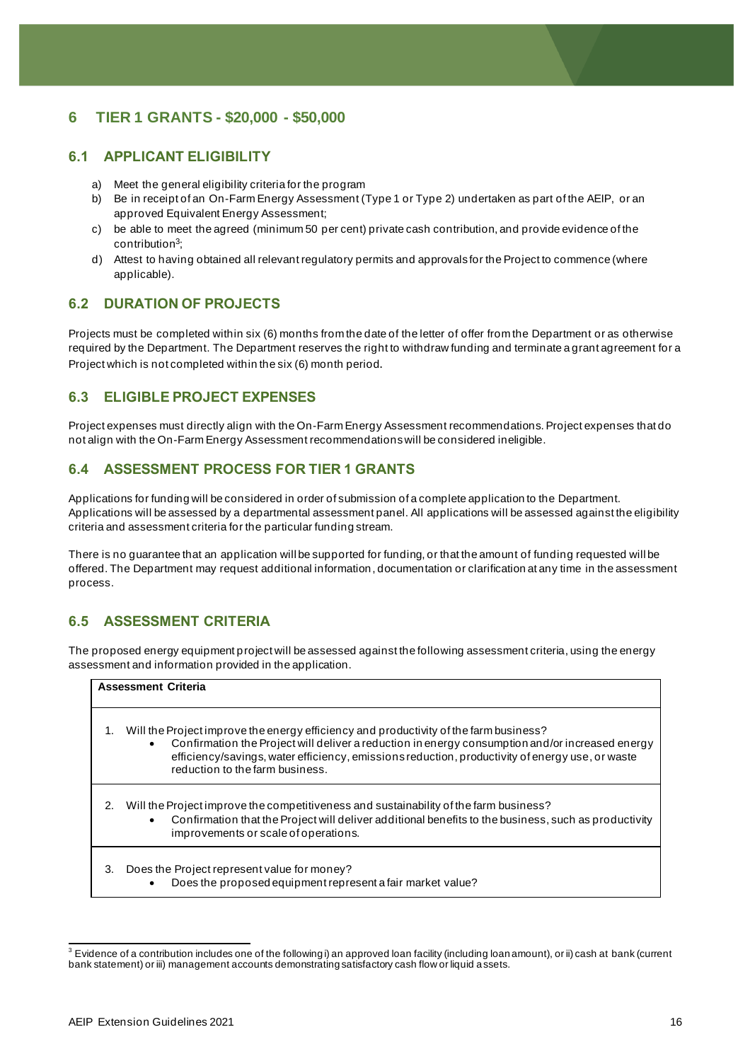## 6 TIER 1 GRANTS - $20,000 - $50,000

### 6.1 APPLICANT ELIGIBILITY

a) Meet the general eligibility criteria for the program
b) Be in receipt of an On-Farm Energy Assessment (Type 1 or Type 2) undertaken as part of the AEIP, or an approved Equivalent Energy Assessment;
c) be able to meet the agreed (minimum 50 per cent) private cash contribution, and provide evidence of the contribution[3];
d) Attest to having obtained all relevant regulatory permits and approvals for the Project to commence (where applicable).

### 6.2 DURATION OF PROJECTS

Projects must be completed within six (6) months from the date of the letter of offer from the Department or as otherwise required by the Department. The Department reserves the right to withdraw funding and terminate a grant agreement for a Project which is not completed within the six (6) month period.

### 6.3 ELIGIBLE PROJECT EXPENSES

Project expenses must directly align with the On-Farm Energy Assessment recommendations. Project expenses that do not align with the On-Farm Energy Assessment recommendations will be considered ineligible.

### 6.4 ASSESSMENT PROCESS FOR TIER 1 GRANTS

Applications for funding will be considered in order of submission of a complete application to the Department. Applications will be assessed by a departmental assessment panel. All applications will be assessed against the eligibility criteria and assessment criteria for the particular funding stream.

There is no guarantee that an application will be supported for funding, or that the amount of funding requested will be offered. The Department may request additional information, documentation or clarification at any time in the assessment process.

### 6.5 ASSESSMENT CRITERIA

The proposed energy equipment project will be assessed against the following assessment criteria, using the energy assessment and information provided in the application.

| Assessment Criteria |
|---|
| 1. Will the Project improve the energy efficiency and productivity of the farm business?<br>• Confirmation the Project will deliver a reduction in energy consumption and/or increased energy efficiency/savings, water efficiency, emissions reduction, productivity of energy use, or waste reduction to the farm business. |
| 2. Will the Project improve the competitiveness and sustainability of the farm business?<br>• Confirmation that the Project will deliver additional benefits to the business, such as productivity improvements or scale of operations. |
| 3. Does the Project represent value for money?<br>• Does the proposed equipment represent a fair market value? |

[3] Evidence of a contribution includes one of the following i) an approved loan facility (including loan amount), or ii) cash at bank (current bank statement) or iii) management accounts demonstrating satisfactory cash flow or liquid assets.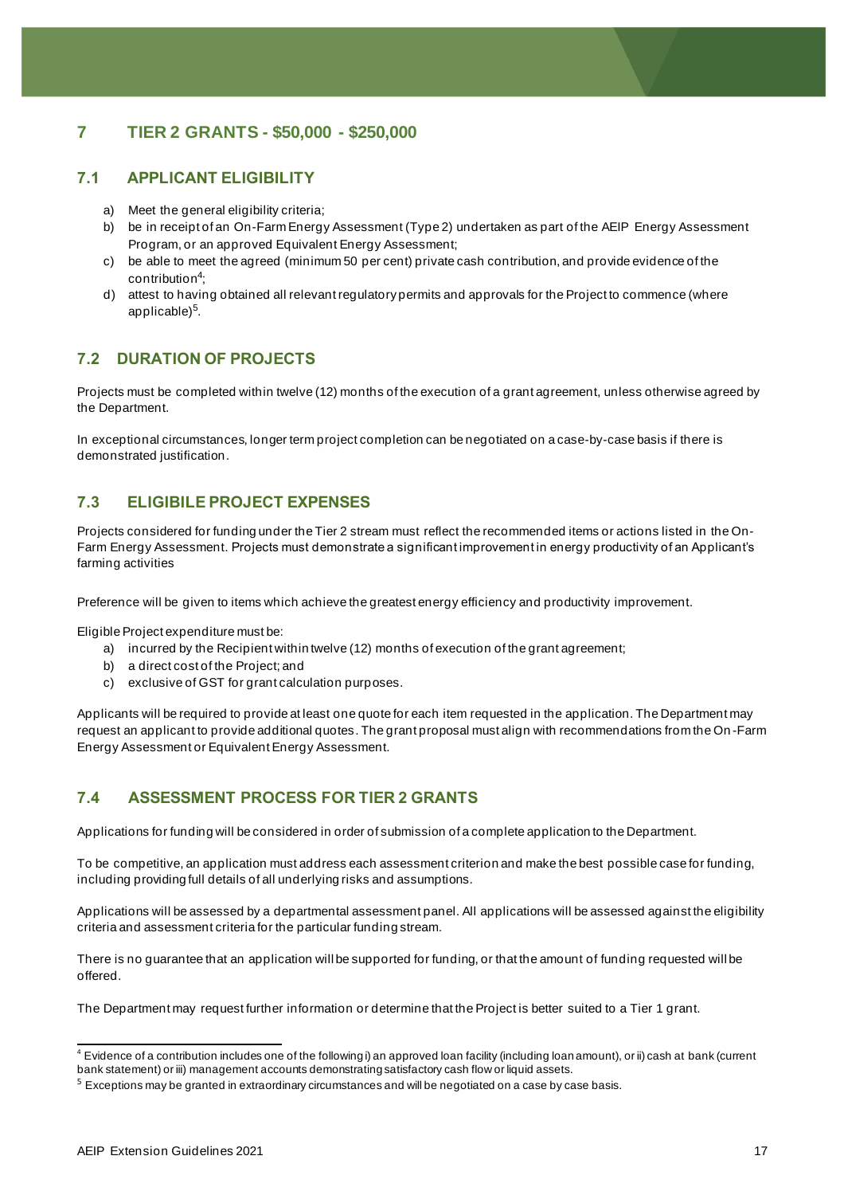# 7 TIER 2 GRANTS - $50,000 - $250,000

## 7.1 APPLICANT ELIGIBILITY

a) Meet the general eligibility criteria;
b) be in receipt of an On-Farm Energy Assessment (Type 2) undertaken as part of the AEIP Energy Assessment Program, or an approved Equivalent Energy Assessment;
c) be able to meet the agreed (minimum 50 per cent) private cash contribution, and provide evidence of the contribution[4];
d) attest to having obtained all relevant regulatory permits and approvals for the Project to commence (where applicable)[5].

## 7.2 DURATION OF PROJECTS

Projects must be completed within twelve (12) months of the execution of a grant agreement, unless otherwise agreed by the Department.

In exceptional circumstances, longer term project completion can be negotiated on a case-by-case basis if there is demonstrated justification.

## 7.3 ELIGIBILE PROJECT EXPENSES

Projects considered for funding under the Tier 2 stream must reflect the recommended items or actions listed in the On-Farm Energy Assessment. Projects must demonstrate a significant improvement in energy productivity of an Applicant's farming activities

Preference will be given to items which achieve the greatest energy efficiency and productivity improvement.

Eligible Project expenditure must be:

a) incurred by the Recipient within twelve (12) months of execution of the grant agreement;
b) a direct cost of the Project; and
c) exclusive of GST for grant calculation purposes.

Applicants will be required to provide at least one quote for each item requested in the application. The Department may request an applicant to provide additional quotes. The grant proposal must align with recommendations from the On-Farm Energy Assessment or Equivalent Energy Assessment.

## 7.4 ASSESSMENT PROCESS FOR TIER 2 GRANTS

Applications for funding will be considered in order of submission of a complete application to the Department.

To be competitive, an application must address each assessment criterion and make the best possible case for funding, including providing full details of all underlying risks and assumptions.

Applications will be assessed by a departmental assessment panel. All applications will be assessed against the eligibility criteria and assessment criteria for the particular funding stream.

There is no guarantee that an application will be supported for funding, or that the amount of funding requested will be offered.

The Department may request further information or determine that the Project is better suited to a Tier 1 grant.

---

[4] Evidence of a contribution includes one of the following i) an approved loan facility (including loan amount), or ii) cash at bank (current bank statement) or iii) management accounts demonstrating satisfactory cash flow or liquid assets.

[5] Exceptions may be granted in extraordinary circumstances and will be negotiated on a case by case basis.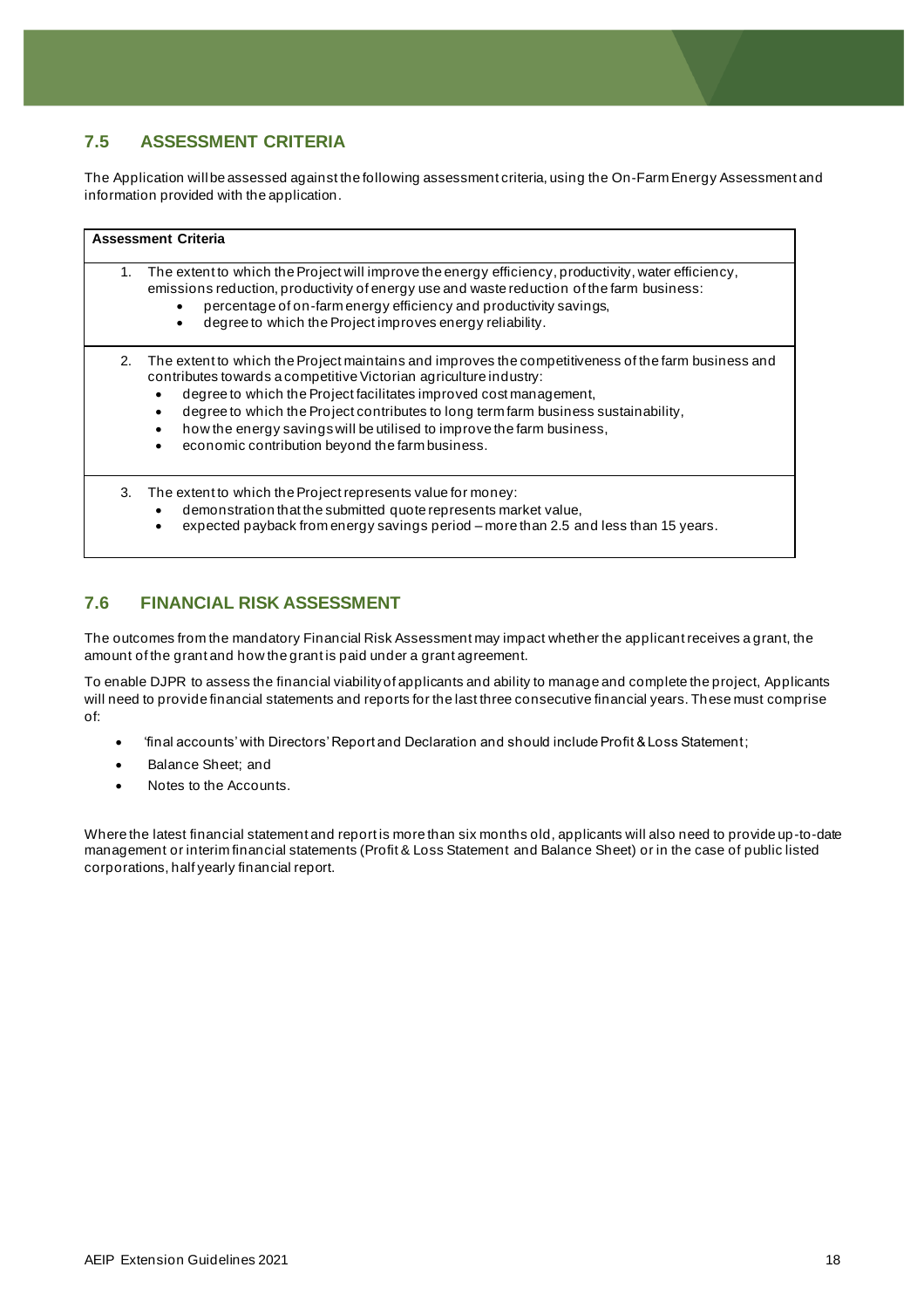## 7.5 ASSESSMENT CRITERIA

The Application will be assessed against the following assessment criteria, using the On-Farm Energy Assessment and information provided with the application.

| Assessment Criteria |
|---|
| 1. The extent to which the Project will improve the energy efficiency, productivity, water efficiency, emissions reduction, productivity of energy use and waste reduction of the farm business:<br>• percentage of on-farm energy efficiency and productivity savings,<br>• degree to which the Project improves energy reliability. |
| 2. The extent to which the Project maintains and improves the competitiveness of the farm business and contributes towards a competitive Victorian agriculture industry:<br>• degree to which the Project facilitates improved cost management,<br>• degree to which the Project contributes to long term farm business sustainability,<br>• how the energy savings will be utilised to improve the farm business,<br>• economic contribution beyond the farm business. |
| 3. The extent to which the Project represents value for money:<br>• demonstration that the submitted quote represents market value,<br>• expected payback from energy savings period – more than 2.5 and less than 15 years. |

## 7.6 FINANCIAL RISK ASSESSMENT

The outcomes from the mandatory Financial Risk Assessment may impact whether the applicant receives a grant, the amount of the grant and how the grant is paid under a grant agreement.

To enable DJPR to assess the financial viability of applicants and ability to manage and complete the project, Applicants will need to provide financial statements and reports for the last three consecutive financial years. These must comprise of:

- 'final accounts' with Directors' Report and Declaration and should include Profit & Loss Statement;
- Balance Sheet; and
- Notes to the Accounts.

Where the latest financial statement and report is more than six months old, applicants will also need to provide up-to-date management or interim financial statements (Profit & Loss Statement and Balance Sheet) or in the case of public listed corporations, half yearly financial report.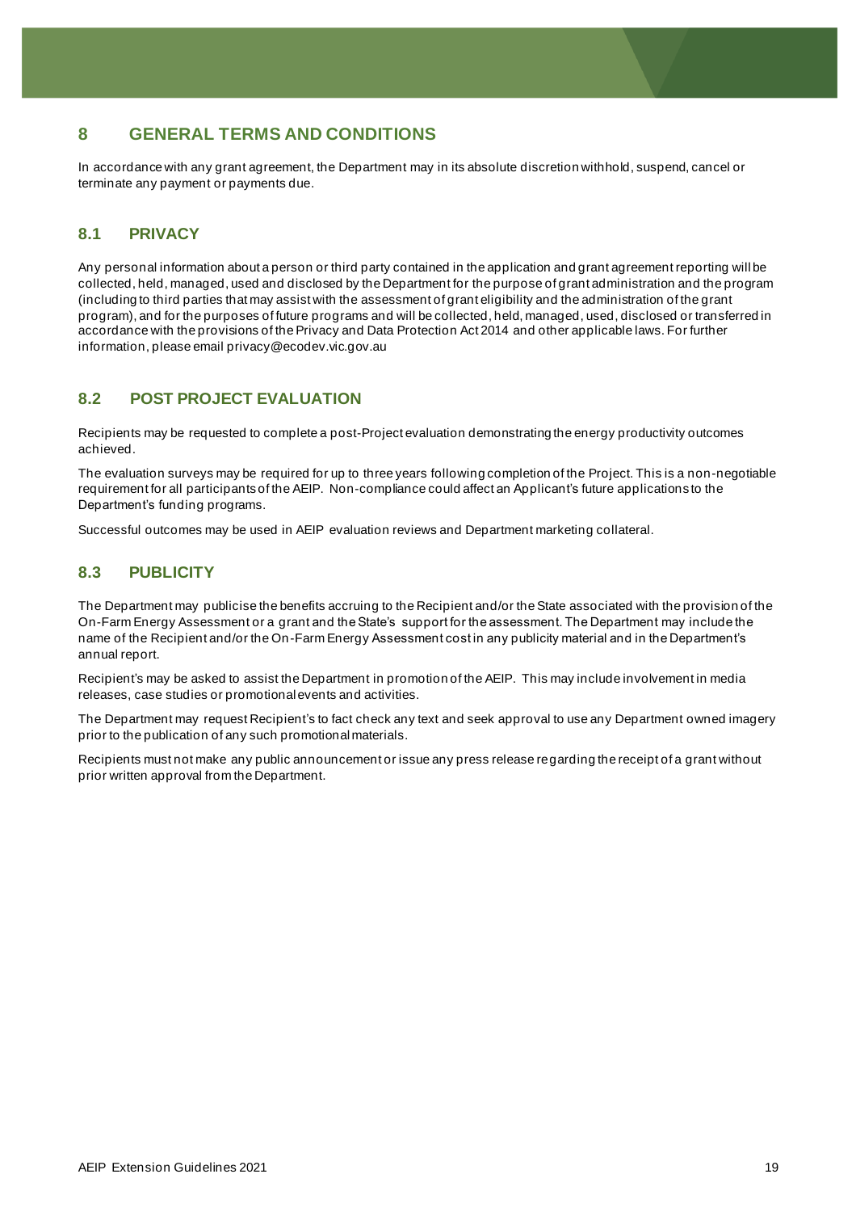# 8 GENERAL TERMS AND CONDITIONS

In accordance with any grant agreement, the Department may in its absolute discretion withhold, suspend, cancel or terminate any payment or payments due.

## 8.1 PRIVACY

Any personal information about a person or third party contained in the application and grant agreement reporting will be collected, held, managed, used and disclosed by the Department for the purpose of grant administration and the program (including to third parties that may assist with the assessment of grant eligibility and the administration of the grant program), and for the purposes of future programs and will be collected, held, managed, used, disclosed or transferred in accordance with the provisions of the Privacy and Data Protection Act 2014 and other applicable laws. For further information, please email privacy@ecodev.vic.gov.au

## 8.2 POST PROJECT EVALUATION

Recipients may be requested to complete a post-Project evaluation demonstrating the energy productivity outcomes achieved.

The evaluation surveys may be required for up to three years following completion of the Project. This is a non-negotiable requirement for all participants of the AEIP. Non-compliance could affect an Applicant's future applications to the Department's funding programs.

Successful outcomes may be used in AEIP evaluation reviews and Department marketing collateral.

## 8.3 PUBLICITY

The Department may publicise the benefits accruing to the Recipient and/or the State associated with the provision of the On-Farm Energy Assessment or a grant and the State's support for the assessment. The Department may include the name of the Recipient and/or the On-Farm Energy Assessment cost in any publicity material and in the Department's annual report.

Recipient's may be asked to assist the Department in promotion of the AEIP. This may include involvement in media releases, case studies or promotional events and activities.

The Department may request Recipient's to fact check any text and seek approval to use any Department owned imagery prior to the publication of any such promotional materials.

Recipients must not make any public announcement or issue any press release regarding the receipt of a grant without prior written approval from the Department.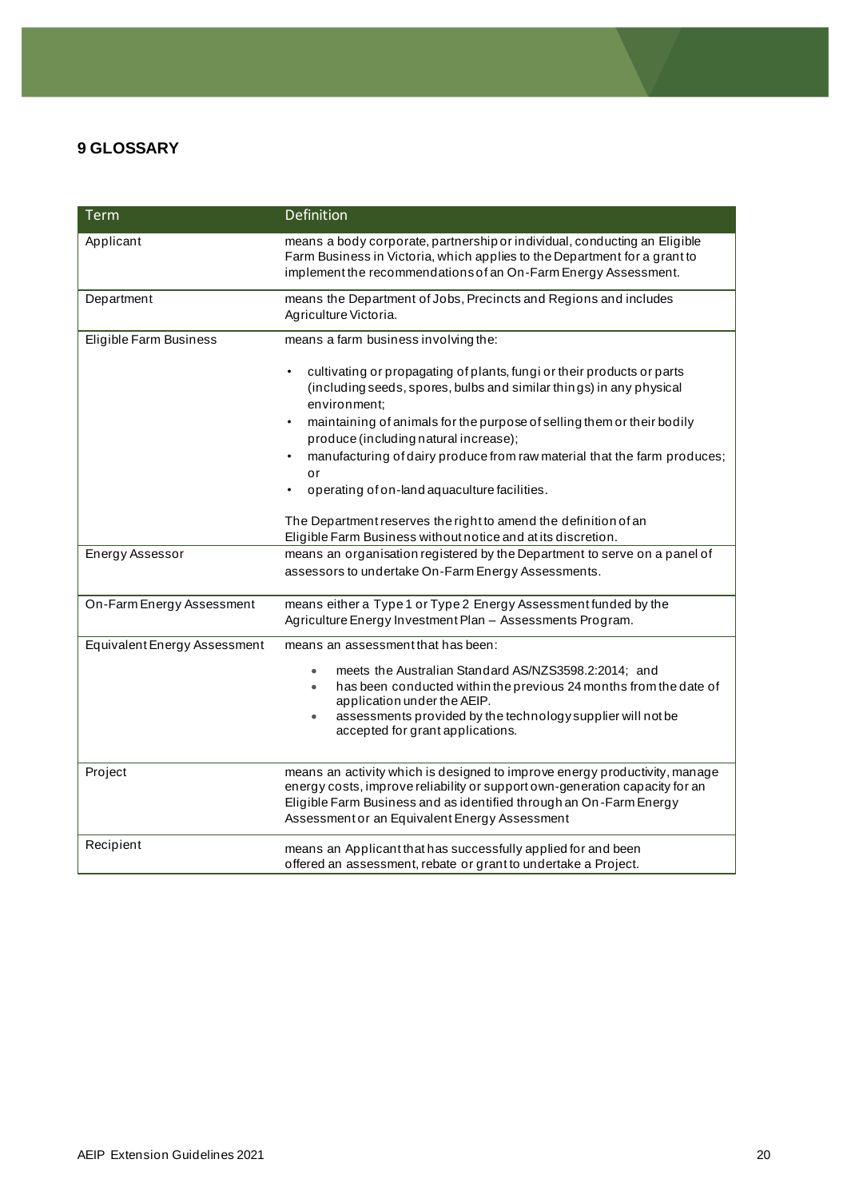## 9 GLOSSARY

| Term | Definition |
| --- | --- |
| Applicant | means a body corporate, partnership or individual, conducting an Eligible Farm Business in Victoria, which applies to the Department for a grant to implement the recommendations of an On-Farm Energy Assessment. |
| Department | means the Department of Jobs, Precincts and Regions and includes Agriculture Victoria. |
| Eligible Farm Business | means a farm business involving the:<br>• cultivating or propagating of plants, fungi or their products or parts (including seeds, spores, bulbs and similar things) in any physical environment;<br>• maintaining of animals for the purpose of selling them or their bodily produce (including natural increase);<br>• manufacturing of dairy produce from raw material that the farm produces; or<br>• operating of on-land aquaculture facilities.<br><br>The Department reserves the right to amend the definition of an Eligible Farm Business without notice and at its discretion. |
| Energy Assessor | means an organisation registered by the Department to serve on a panel of assessors to undertake On-Farm Energy Assessments. |
| On-Farm Energy Assessment | means either a Type 1 or Type 2 Energy Assessment funded by the Agriculture Energy Investment Plan – Assessments Program. |
| Equivalent Energy Assessment | means an assessment that has been:<br>• meets the Australian Standard AS/NZS3598.2:2014; and<br>• has been conducted within the previous 24 months from the date of application under the AEIP.<br>• assessments provided by the technology supplier will not be accepted for grant applications. |
| Project | means an activity which is designed to improve energy productivity, manage energy costs, improve reliability or support own-generation capacity for an Eligible Farm Business and as identified through an On-Farm Energy Assessment or an Equivalent Energy Assessment |
| Recipient | means an Applicant that has successfully applied for and been offered an assessment, rebate or grant to undertake a Project. |